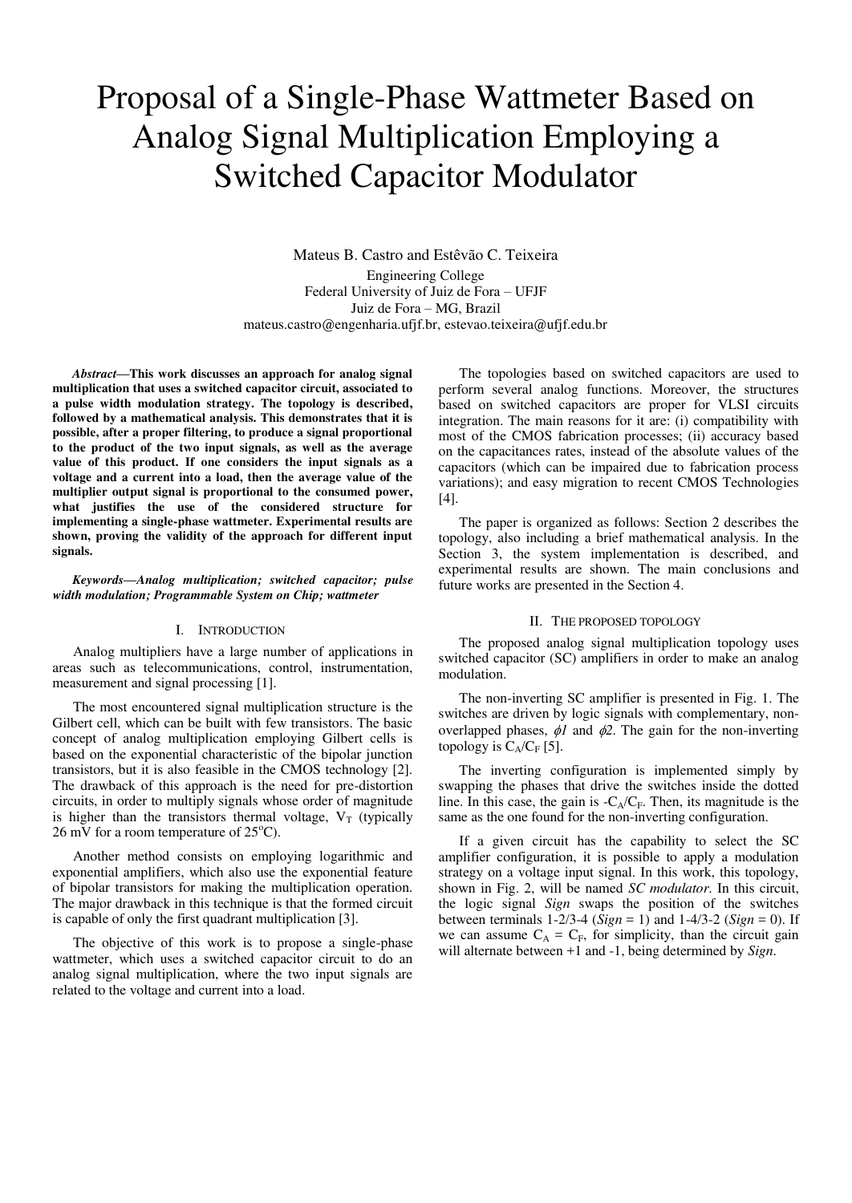# Proposal of a Single-Phase Wattmeter Based on Analog Signal Multiplication Employing a Switched Capacitor Modulator

Mateus B. Castro and Estêvão C. Teixeira

Engineering College
Federal University of Juiz de Fora – UFJF
Juiz de Fora – MG, Brazil
mateus.castro@engenharia.ufjf.br, estevao.teixeira@ufjf.edu.br

***Abstract*—This work discusses an approach for analog signal multiplication that uses a switched capacitor circuit, associated to a pulse width modulation strategy. The topology is described, followed by a mathematical analysis. This demonstrates that it is possible, after a proper filtering, to produce a signal proportional to the product of the two input signals, as well as the average value of this product. If one considers the input signals as a voltage and a current into a load, then the average value of the multiplier output signal is proportional to the consumed power, what justifies the use of the considered structure for implementing a single-phase wattmeter. Experimental results are shown, proving the validity of the approach for different input signals.**

***Keywords*—*Analog multiplication; switched capacitor; pulse width modulation; Programmable System on Chip; wattmeter***

## I. Introduction

Analog multipliers have a large number of applications in areas such as telecommunications, control, instrumentation, measurement and signal processing [1].

The most encountered signal multiplication structure is the Gilbert cell, which can be built with few transistors. The basic concept of analog multiplication employing Gilbert cells is based on the exponential characteristic of the bipolar junction transistors, but it is also feasible in the CMOS technology [2]. The drawback of this approach is the need for pre-distortion circuits, in order to multiply signals whose order of magnitude is higher than the transistors thermal voltage, $V_T$ (typically 26 mV for a room temperature of 25°C).

Another method consists on employing logarithmic and exponential amplifiers, which also use the exponential feature of bipolar transistors for making the multiplication operation. The major drawback in this technique is that the formed circuit is capable of only the first quadrant multiplication [3].

The objective of this work is to propose a single-phase wattmeter, which uses a switched capacitor circuit to do an analog signal multiplication, where the two input signals are related to the voltage and current into a load.

The topologies based on switched capacitors are used to perform several analog functions. Moreover, the structures based on switched capacitors are proper for VLSI circuits integration. The main reasons for it are: (i) compatibility with most of the CMOS fabrication processes; (ii) accuracy based on the capacitances rates, instead of the absolute values of the capacitors (which can be impaired due to fabrication process variations); and easy migration to recent CMOS Technologies [4].

The paper is organized as follows: Section 2 describes the topology, also including a brief mathematical analysis. In the Section 3, the system implementation is described, and experimental results are shown. The main conclusions and future works are presented in the Section 4.

## II. The proposed topology

The proposed analog signal multiplication topology uses switched capacitor (SC) amplifiers in order to make an analog modulation.

The non-inverting SC amplifier is presented in Fig. 1. The switches are driven by logic signals with complementary, non-overlapped phases, $\phi 1$ and $\phi 2$. The gain for the non-inverting topology is $C_A/C_F$ [5].

The inverting configuration is implemented simply by swapping the phases that drive the switches inside the dotted line. In this case, the gain is $-C_A/C_F$. Then, its magnitude is the same as the one found for the non-inverting configuration.

If a given circuit has the capability to select the SC amplifier configuration, it is possible to apply a modulation strategy on a voltage input signal. In this work, this topology, shown in Fig. 2, will be named *SC modulator*. In this circuit, the logic signal *Sign* swaps the position of the switches between terminals 1-2/3-4 (*Sign* = 1) and 1-4/3-2 (*Sign* = 0). If we can assume $C_A = C_F$, for simplicity, than the circuit gain will alternate between +1 and -1, being determined by *Sign*.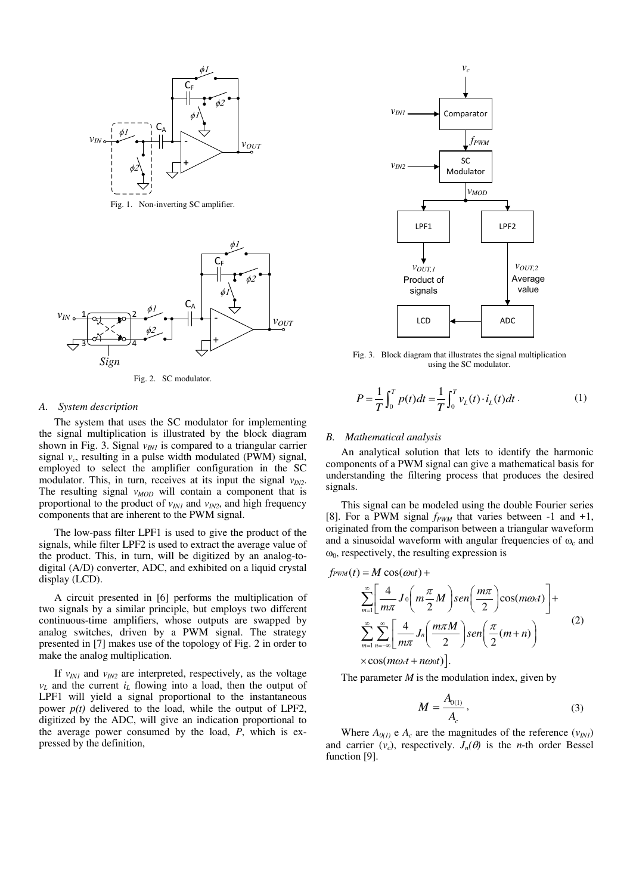Fig. 1. Non-inverting SC amplifier.

Fig. 2. SC modulator.

### A. System description

The system that uses the SC modulator for implementing the signal multiplication is illustrated by the block diagram shown in Fig. 3. Signal $v_{IN1}$ is compared to a triangular carrier signal $v_c$, resulting in a pulse width modulated (PWM) signal, employed to select the amplifier configuration in the SC modulator. This, in turn, receives at its input the signal $v_{IN2}$. The resulting signal $v_{MOD}$ will contain a component that is proportional to the product of $v_{IN1}$ and $v_{IN2}$, and high frequency components that are inherent to the PWM signal.

The low-pass filter LPF1 is used to give the product of the signals, while filter LPF2 is used to extract the average value of the product. This, in turn, will be digitized by an analog-to-digital (A/D) converter, ADC, and exhibited on a liquid crystal display (LCD).

A circuit presented in [6] performs the multiplication of two signals by a similar principle, but employs two different continuous-time amplifiers, whose outputs are swapped by analog switches, driven by a PWM signal. The strategy presented in [7] makes use of the topology of Fig. 2 in order to make the analog multiplication.

If $v_{IN1}$ and $v_{IN2}$ are interpreted, respectively, as the voltage $v_L$ and the current $i_L$ flowing into a load, then the output of LPF1 will yield a signal proportional to the instantaneous power $p(t)$ delivered to the load, while the output of LPF2, digitized by the ADC, will give an indication proportional to the average power consumed by the load, $P$, which is expressed by the definition,

Fig. 3. Block diagram that illustrates the signal multiplication using the SC modulator.

$$P = \frac{1}{T}\int_0^T p(t)dt = \frac{1}{T}\int_0^T v_L(t)\cdot i_L(t)dt\,. \tag{1}$$

### B. Mathematical analysis

An analytical solution that lets to identify the harmonic components of a PWM signal can give a mathematical basis for understanding the filtering process that produces the desired signals.

This signal can be modeled using the double Fourier series [8]. For a PWM signal $f_{PWM}$ that varies between -1 and +1, originated from the comparison between a triangular waveform and a sinusoidal waveform with angular frequencies of $\omega_c$ and $\omega_0$, respectively, the resulting expression is

$$\begin{aligned} f_{PWM}(t) = {} & M\cos(\omega_0 t) + \\ & \sum_{m=1}^{\infty}\left[\frac{4}{m\pi}J_0\left(m\frac{\pi}{2}M\right)sen\left(\frac{m\pi}{2}\right)\cos(m\omega_c t)\right] + \\ & \sum_{m=1}^{\infty}\sum_{n=-\infty}^{\infty}\left[\frac{4}{m\pi}J_n\left(\frac{m\pi M}{2}\right)sen\left(\frac{\pi}{2}(m+n)\right)\right. \\ & \left.\times\cos(m\omega_c t + n\omega_0 t)\right]. \end{aligned} \tag{2}$$

The parameter $M$ is the modulation index, given by

$$M = \frac{A_{0(1)}}{A_c}\,, \tag{3}$$

Where $A_{0(1)}$ e $A_c$ are the magnitudes of the reference ($v_{IN1}$) and carrier ($v_c$), respectively. $J_n(\theta)$ is the $n$-th order Bessel function [9].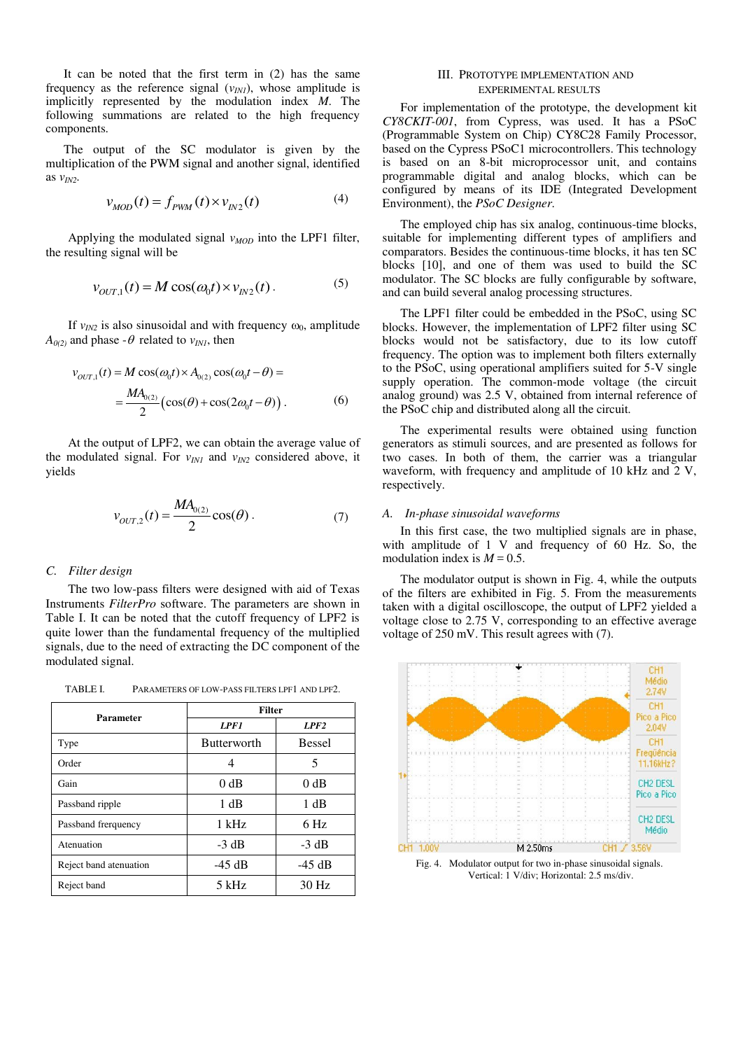It can be noted that the first term in (2) has the same frequency as the reference signal ($v_{IN1}$), whose amplitude is implicitly represented by the modulation index $M$. The following summations are related to the high frequency components.

The output of the SC modulator is given by the multiplication of the PWM signal and another signal, identified as $v_{IN2}$.

$$v_{MOD}(t) = f_{PWM}(t) \times v_{IN2}(t) \tag{4}$$

Applying the modulated signal $v_{MOD}$ into the LPF1 filter, the resulting signal will be

$$v_{OUT,1}(t) = M\cos(\omega_0 t) \times v_{IN2}(t)\,. \tag{5}$$

If $v_{IN2}$ is also sinusoidal and with frequency $\omega_0$, amplitude $A_{0(2)}$ and phase $-\theta$ related to $v_{IN1}$, then

$$\begin{aligned} v_{OUT,1}(t) &= M\cos(\omega_0 t) \times A_{0(2)}\cos(\omega_0 t - \theta) = \\ &= \frac{MA_{0(2)}}{2}\left(\cos(\theta) + \cos(2\omega_0 t - \theta)\right)\,. \end{aligned} \tag{6}$$

At the output of LPF2, we can obtain the average value of the modulated signal. For $v_{IN1}$ and $v_{IN2}$ considered above, it yields

$$v_{OUT,2}(t) = \frac{MA_{0(2)}}{2}\cos(\theta)\,. \tag{7}$$

### C. Filter design

The two low-pass filters were designed with aid of Texas Instruments *FilterPro* software. The parameters are shown in Table I. It can be noted that the cutoff frequency of LPF2 is quite lower than the fundamental frequency of the multiplied signals, due to the need of extracting the DC component of the modulated signal.

TABLE I. PARAMETERS OF LOW-PASS FILTERS LPF1 AND LPF2.

| Parameter | Filter | |
|---|---|---|
| | ***LPF1*** | ***LPF2*** |
| Type | Butterworth | Bessel |
| Order | 4 | 5 |
| Gain | 0 dB | 0 dB |
| Passband ripple | 1 dB | 1 dB |
| Passband frerquency | 1 kHz | 6 Hz |
| Atenuation | -3 dB | -3 dB |
| Reject band atenuation | -45 dB | -45 dB |
| Reject band | 5 kHz | 30 Hz |

## III. PROTOTYPE IMPLEMENTATION AND EXPERIMENTAL RESULTS

For implementation of the prototype, the development kit *CY8CKIT-001*, from Cypress, was used. It has a PSoC (Programmable System on Chip) CY8C28 Family Processor, based on the Cypress PSoC1 microcontrollers. This technology is based on an 8-bit microprocessor unit, and contains programmable digital and analog blocks, which can be configured by means of its IDE (Integrated Development Environment), the *PSoC Designer.*

The employed chip has six analog, continuous-time blocks, suitable for implementing different types of amplifiers and comparators. Besides the continuous-time blocks, it has ten SC blocks [10], and one of them was used to build the SC modulator. The SC blocks are fully configurable by software, and can build several analog processing structures.

The LPF1 filter could be embedded in the PSoC, using SC blocks. However, the implementation of LPF2 filter using SC blocks would not be satisfactory, due to its low cutoff frequency. The option was to implement both filters externally to the PSoC, using operational amplifiers suited for 5-V single supply operation. The common-mode voltage (the circuit analog ground) was 2.5 V, obtained from internal reference of the PSoC chip and distributed along all the circuit.

The experimental results were obtained using function generators as stimuli sources, and are presented as follows for two cases. In both of them, the carrier was a triangular waveform, with frequency and amplitude of 10 kHz and 2 V, respectively.

### A. In-phase sinusoidal waveforms

In this first case, the two multiplied signals are in phase, with amplitude of 1 V and frequency of 60 Hz. So, the modulation index is $M = 0.5$.

The modulator output is shown in Fig. 4, while the outputs of the filters are exhibited in Fig. 5. From the measurements taken with a digital oscilloscope, the output of LPF2 yielded a voltage close to 2.75 V, corresponding to an effective average voltage of 250 mV. This result agrees with (7).

Fig. 4. Modulator output for two in-phase sinusoidal signals. Vertical: 1 V/div; Horizontal: 2.5 ms/div.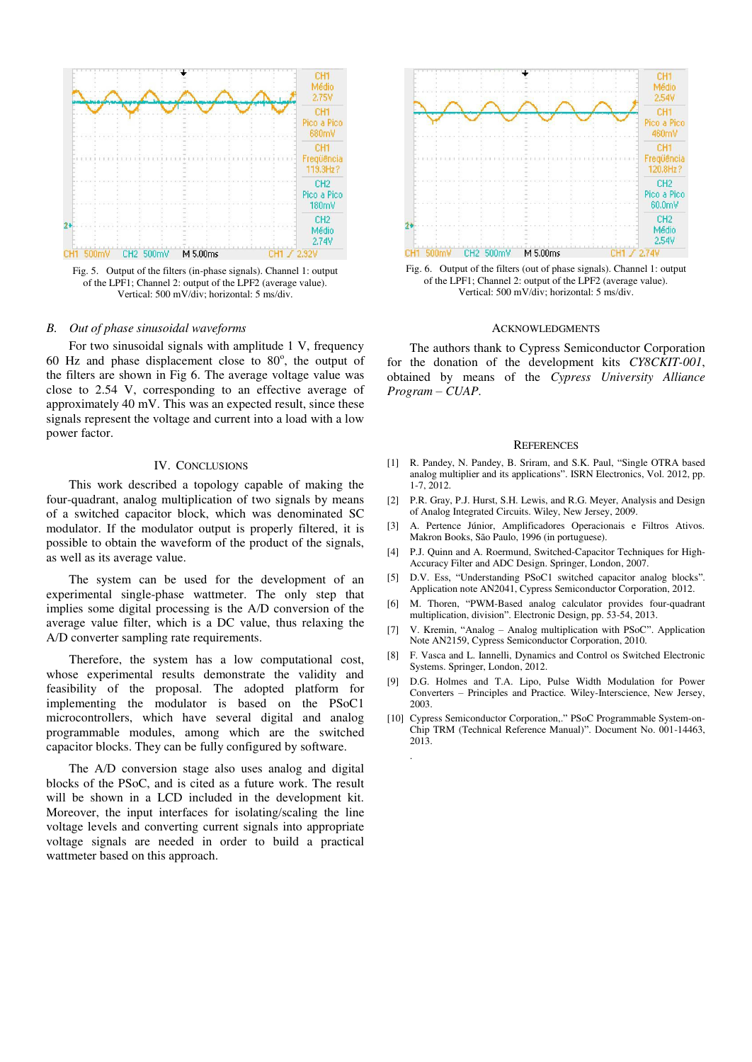CH1 Médio 2.75V
CH1 Pico a Pico 680mV
CH1 Freqüência 119.3Hz ?
CH2 Pico a Pico 180mV
CH2 Médio 2.74V
CH1 500mV CH2 500mV M 5.00ms CH1 ∕ 2.92V

Fig. 5. Output of the filters (in-phase signals). Channel 1: output of the LPF1; Channel 2: output of the LPF2 (average value). Vertical: 500 mV/div; horizontal: 5 ms/div.

CH1 Médio 2.54V
CH1 Pico a Pico 460mV
CH1 Freqüência 120.8Hz ?
CH2 Pico a Pico 60.0mV
CH2 Médio 2.54V
CH1 500mV CH2 500mV M 5.00ms CH1 ∕ 2.74V

Fig. 6. Output of the filters (out of phase signals). Channel 1: output of the LPF1; Channel 2: output of the LPF2 (average value). Vertical: 500 mV/div; horizontal: 5 ms/div.

### B. *Out of phase sinusoidal waveforms*

For two sinusoidal signals with amplitude 1 V, frequency 60 Hz and phase displacement close to $80^o$, the output of the filters are shown in Fig 6. The average voltage value was close to 2.54 V, corresponding to an effective average of approximately 40 mV. This was an expected result, since these signals represent the voltage and current into a load with a low power factor.

## IV. Conclusions

This work described a topology capable of making the four-quadrant, analog multiplication of two signals by means of a switched capacitor block, which was denominated SC modulator. If the modulator output is properly filtered, it is possible to obtain the waveform of the product of the signals, as well as its average value.

The system can be used for the development of an experimental single-phase wattmeter. The only step that implies some digital processing is the A/D conversion of the average value filter, which is a DC value, thus relaxing the A/D converter sampling rate requirements.

Therefore, the system has a low computational cost, whose experimental results demonstrate the validity and feasibility of the proposal. The adopted platform for implementing the modulator is based on the PSoC1 microcontrollers, which have several digital and analog programmable modules, among which are the switched capacitor blocks. They can be fully configured by software.

The A/D conversion stage also uses analog and digital blocks of the PSoC, and is cited as a future work. The result will be shown in a LCD included in the development kit. Moreover, the input interfaces for isolating/scaling the line voltage levels and converting current signals into appropriate voltage signals are needed in order to build a practical wattmeter based on this approach.

## Acknowledgments

The authors thank to Cypress Semiconductor Corporation for the donation of the development kits *CY8CKIT-001*, obtained by means of the *Cypress University Alliance Program – CUAP*.

## References

[1] R. Pandey, N. Pandey, B. Sriram, and S.K. Paul, "Single OTRA based analog multiplier and its applications". ISRN Electronics, Vol. 2012, pp. 1-7, 2012.

[2] P.R. Gray, P.J. Hurst, S.H. Lewis, and R.G. Meyer, Analysis and Design of Analog Integrated Circuits. Wiley, New Jersey, 2009.

[3] A. Pertence Júnior, Amplificadores Operacionais e Filtros Ativos. Makron Books, São Paulo, 1996 (in portuguese).

[4] P.J. Quinn and A. Roermund, Switched-Capacitor Techniques for High-Accuracy Filter and ADC Design. Springer, London, 2007.

[5] D.V. Ess, "Understanding PSoC1 switched capacitor analog blocks". Application note AN2041, Cypress Semiconductor Corporation, 2012.

[6] M. Thoren, "PWM-Based analog calculator provides four-quadrant multiplication, division". Electronic Design, pp. 53-54, 2013.

[7] V. Kremin, "Analog – Analog multiplication with PSoC". Application Note AN2159, Cypress Semiconductor Corporation, 2010.

[8] F. Vasca and L. Iannelli, Dynamics and Control os Switched Electronic Systems. Springer, London, 2012.

[9] D.G. Holmes and T.A. Lipo, Pulse Width Modulation for Power Converters – Principles and Practice. Wiley-Interscience, New Jersey, 2003.

[10] Cypress Semiconductor Corporation,." PSoC Programmable System-on-Chip TRM (Technical Reference Manual)". Document No. 001-14463, 2013.